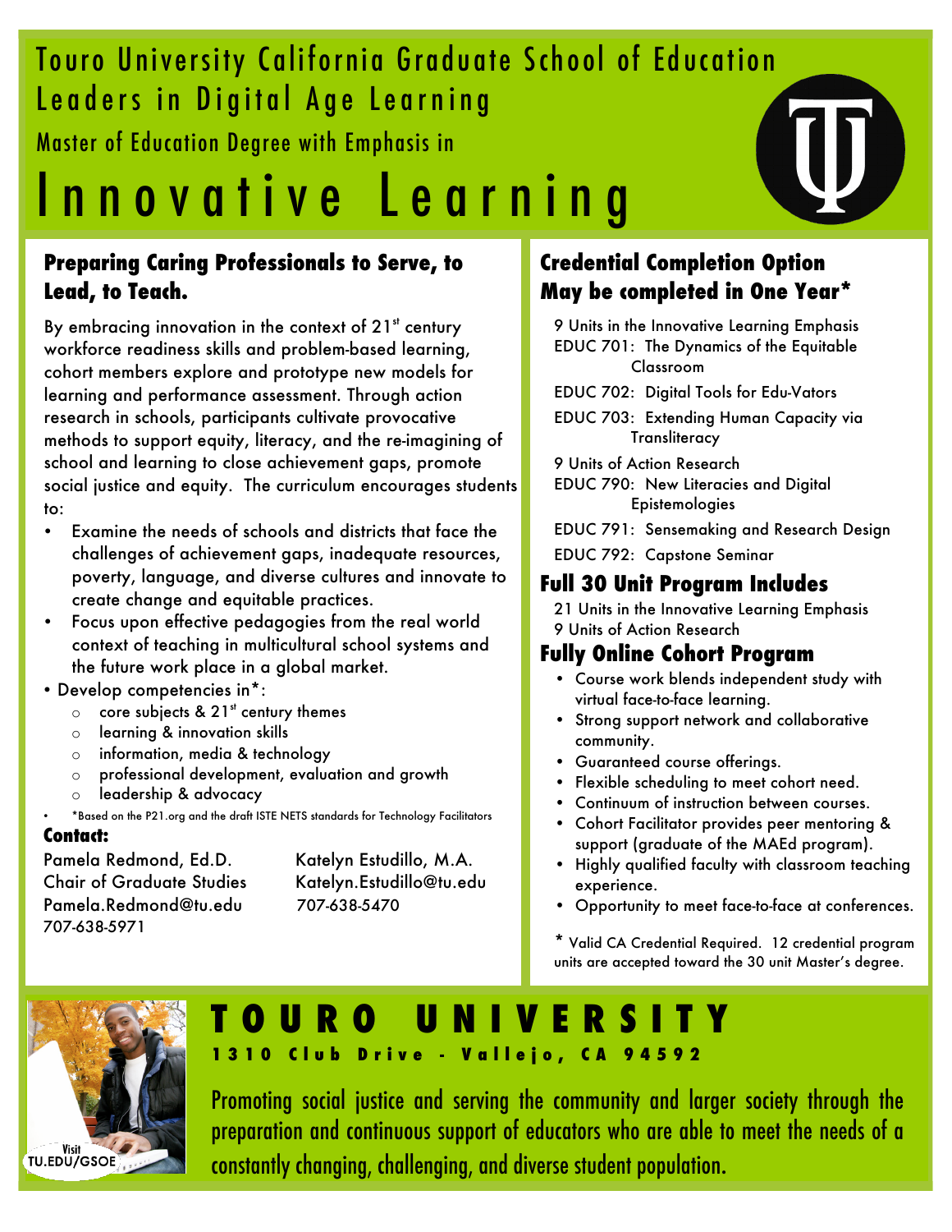# Touro University California Graduate School of Education

## Leaders in Digital Age Learning

Master of Education Degree with Emphasis in

# Innovative Learning

## Preparing Caring Professionals to Serve, to Lead, to Teach.

By embracing innovation in the context of 21st century workforce readiness skills and problem-based learning, cohort members explore and prototype new models for learning and performance assessment. Through action research in schools, participants cultivate provocative methods to support equity, literacy, and the re-imagining of school and learning to close achievement gaps, promote social justice and equity. The curriculum encourages students to:

- Examine the needs of schools and districts that face the challenges of achievement gaps, inadequate resources, poverty, language, and diverse cultures and innovate to create change and equitable practices.
- Focus upon effective pedagogies from the real world context of teaching in multicultural school systems and the future work place in a global market.
- Develop competencies in*:
  - core subjects & 21st century themes
  - learning & innovation skills
  - information, media & technology
  - professional development, evaluation and growth
  - leadership & advocacy
- *Based on the P21.org and the draft ISTE NETS standards for Technology Facilitators

### Contact:

Pamela Redmond, Ed.D.
Chair of Graduate Studies
Pamela.Redmond@tu.edu
707-638-5971

Katelyn Estudillo, M.A.
Katelyn.Estudillo@tu.edu
707-638-5470

## Credential Completion Option May be completed in One Year*

9 Units in the Innovative Learning Emphasis

EDUC 701: The Dynamics of the Equitable Classroom

EDUC 702: Digital Tools for Edu-Vators

EDUC 703: Extending Human Capacity via Transliteracy

9 Units of Action Research

EDUC 790: New Literacies and Digital Epistemologies

EDUC 791: Sensemaking and Research Design

EDUC 792: Capstone Seminar

## Full 30 Unit Program Includes

21 Units in the Innovative Learning Emphasis
9 Units of Action Research

## Fully Online Cohort Program

- Course work blends independent study with virtual face-to-face learning.
- Strong support network and collaborative community.
- Guaranteed course offerings.
- Flexible scheduling to meet cohort need.
- Continuum of instruction between courses.
- Cohort Facilitator provides peer mentoring & support (graduate of the MAEd program).
- Highly qualified faculty with classroom teaching experience.
- Opportunity to meet face-to-face at conferences.

* Valid CA Credential Required. 12 credential program units are accepted toward the 30 unit Master's degree.

Visit TU.EDU/GSOE

# TOURO UNIVERSITY

**1310 Club Drive - Vallejo, CA 94592**

Promoting social justice and serving the community and larger society through the preparation and continuous support of educators who are able to meet the needs of a constantly changing, challenging, and diverse student population.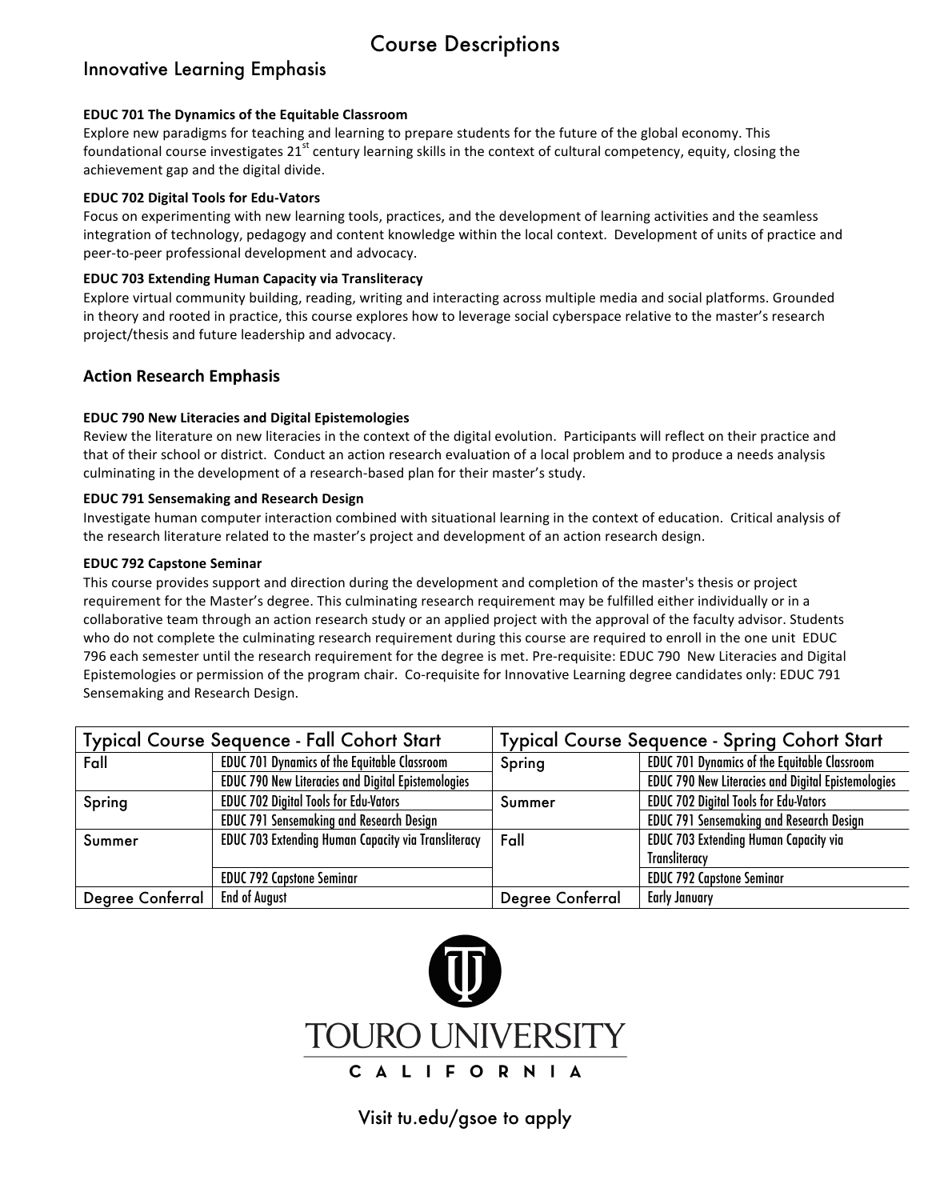# Course Descriptions

## Innovative Learning Emphasis

**EDUC 701 The Dynamics of the Equitable Classroom**
Explore new paradigms for teaching and learning to prepare students for the future of the global economy. This foundational course investigates 21st century learning skills in the context of cultural competency, equity, closing the achievement gap and the digital divide.

**EDUC 702 Digital Tools for Edu-Vators**
Focus on experimenting with new learning tools, practices, and the development of learning activities and the seamless integration of technology, pedagogy and content knowledge within the local context. Development of units of practice and peer-to-peer professional development and advocacy.

**EDUC 703 Extending Human Capacity via Transliteracy**
Explore virtual community building, reading, writing and interacting across multiple media and social platforms. Grounded in theory and rooted in practice, this course explores how to leverage social cyberspace relative to the master's research project/thesis and future leadership and advocacy.

## Action Research Emphasis

**EDUC 790 New Literacies and Digital Epistemologies**
Review the literature on new literacies in the context of the digital evolution. Participants will reflect on their practice and that of their school or district. Conduct an action research evaluation of a local problem and to produce a needs analysis culminating in the development of a research-based plan for their master's study.

**EDUC 791 Sensemaking and Research Design**
Investigate human computer interaction combined with situational learning in the context of education. Critical analysis of the research literature related to the master's project and development of an action research design.

**EDUC 792 Capstone Seminar**
This course provides support and direction during the development and completion of the master's thesis or project requirement for the Master's degree. This culminating research requirement may be fulfilled either individually or in a collaborative team through an action research study or an applied project with the approval of the faculty advisor. Students who do not complete the culminating research requirement during this course are required to enroll in the one unit EDUC 796 each semester until the research requirement for the degree is met. Pre-requisite: EDUC 790 New Literacies and Digital Epistemologies or permission of the program chair. Co-requisite for Innovative Learning degree candidates only: EDUC 791 Sensemaking and Research Design.

| Typical Course Sequence - Fall Cohort Start | | Typical Course Sequence - Spring Cohort Start | |
|---|---|---|---|
| Fall | EDUC 701 Dynamics of the Equitable Classroom | Spring | EDUC 701 Dynamics of the Equitable Classroom |
| | EDUC 790 New Literacies and Digital Epistemologies | | EDUC 790 New Literacies and Digital Epistemologies |
| Spring | EDUC 702 Digital Tools for Edu-Vators | Summer | EDUC 702 Digital Tools for Edu-Vators |
| | EDUC 791 Sensemaking and Research Design | | EDUC 791 Sensemaking and Research Design |
| Summer | EDUC 703 Extending Human Capacity via Transliteracy | Fall | EDUC 703 Extending Human Capacity via Transliteracy |
| | EDUC 792 Capstone Seminar | | EDUC 792 Capstone Seminar |
| Degree Conferral | End of August | Degree Conferral | Early January |

TOURO UNIVERSITY
CALIFORNIA

Visit tu.edu/gsoe to apply